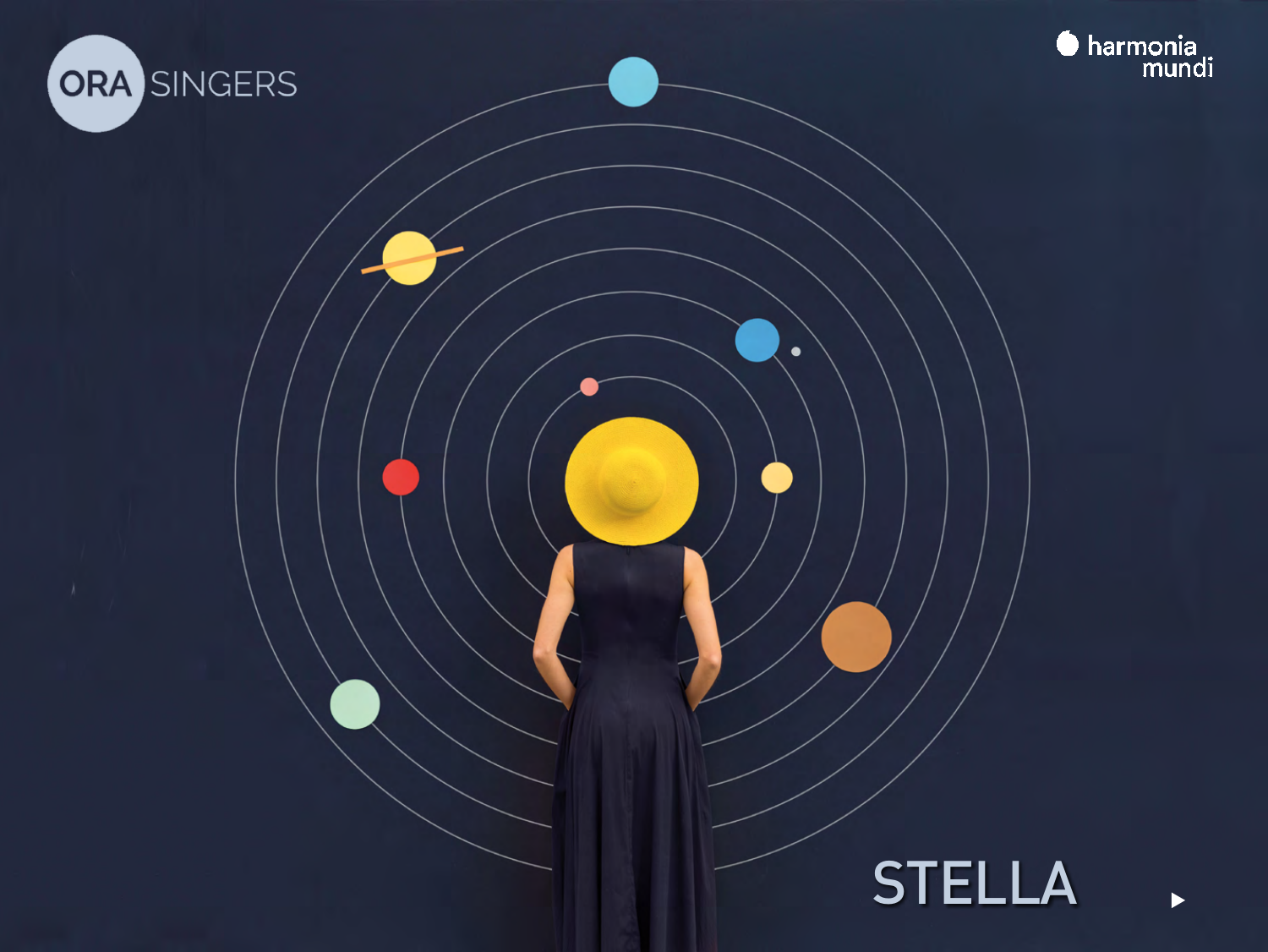ORA SINGERS

harmonia mundi

# STELLA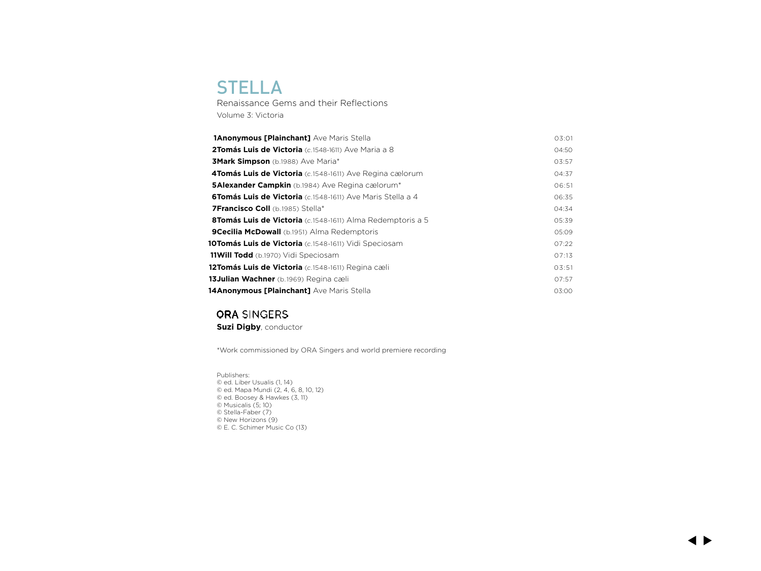# STELLA

Renaissance Gems and their Reflections

Volume 3: Victoria

| | | |
|---|---|---|
| 1 | **Anonymous [Plainchant]** Ave Maris Stella | 03:01 |
| 2 | **Tomás Luis de Victoria** (*c.*1548-1611) Ave Maria a 8 | 04:50 |
| 3 | **Mark Simpson** (b.1988) Ave Maria* | 03:57 |
| 4 | **Tomás Luis de Victoria** (*c.*1548-1611) Ave Regina cælorum | 04:37 |
| 5 | **Alexander Campkin** (b.1984) Ave Regina cælorum* | 06:51 |
| 6 | **Tomás Luis de Victoria** (*c.*1548-1611) Ave Maris Stella a 4 | 06:35 |
| 7 | **Francisco Coll** (b.1985) Stella* | 04:34 |
| 8 | **Tomás Luis de Victoria** (*c.*1548-1611) Alma Redemptoris a 5 | 05:39 |
| 9 | **Cecilia McDowall** (b.1951) Alma Redemptoris | 05:09 |
| 10 | **Tomás Luis de Victoria** (*c.*1548-1611) Vidi Speciosam | 07:22 |
| 11 | **Will Todd** (b.1970) Vidi Speciosam | 07:13 |
| 12 | **Tomás Luis de Victoria** (*c.*1548-1611) Regina cæli | 03:51 |
| 13 | **Julian Wachner** (b.1969) Regina cæli | 07:57 |
| 14 | **Anonymous [Plainchant]** Ave Maris Stella | 03:00 |

ORA SINGERS

**Suzi Digby**, conductor

*Work commissioned by ORA Singers and world premiere recording

Publishers:
© ed. Liber Usualis (1, 14)
© ed. Mapa Mundi (2, 4, 6, 8, 10, 12)
© ed. Boosey & Hawkes (3, 11)
© Musicalis (5; 10)
© Stella-Faber (7)
© New Horizons (9)
© E. C. Schimer Music Co (13)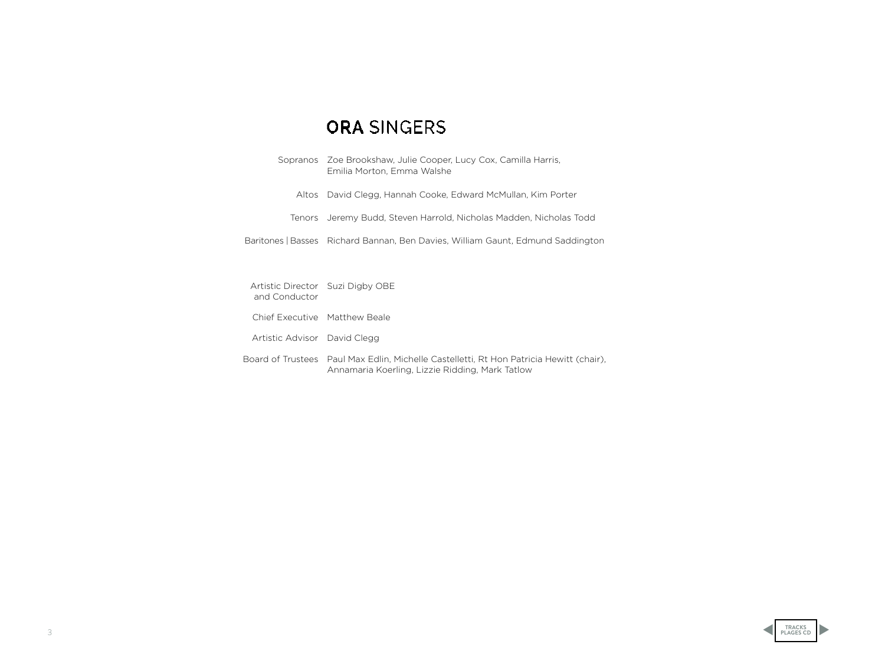# **ORA** SINGERS

| | |
|---|---|
| Sopranos | Zoe Brookshaw, Julie Cooper, Lucy Cox, Camilla Harris, Emilia Morton, Emma Walshe |
| Altos | David Clegg, Hannah Cooke, Edward McMullan, Kim Porter |
| Tenors | Jeremy Budd, Steven Harrold, Nicholas Madden, Nicholas Todd |
| Baritones \| Basses | Richard Bannan, Ben Davies, William Gaunt, Edmund Saddington |

| | |
|---|---|
| Artistic Director and Conductor | Suzi Digby OBE |
| Chief Executive | Matthew Beale |
| Artistic Advisor | David Clegg |
| Board of Trustees | Paul Max Edlin, Michelle Castelletti, Rt Hon Patricia Hewitt (chair), Annamaria Koerling, Lizzie Ridding, Mark Tatlow |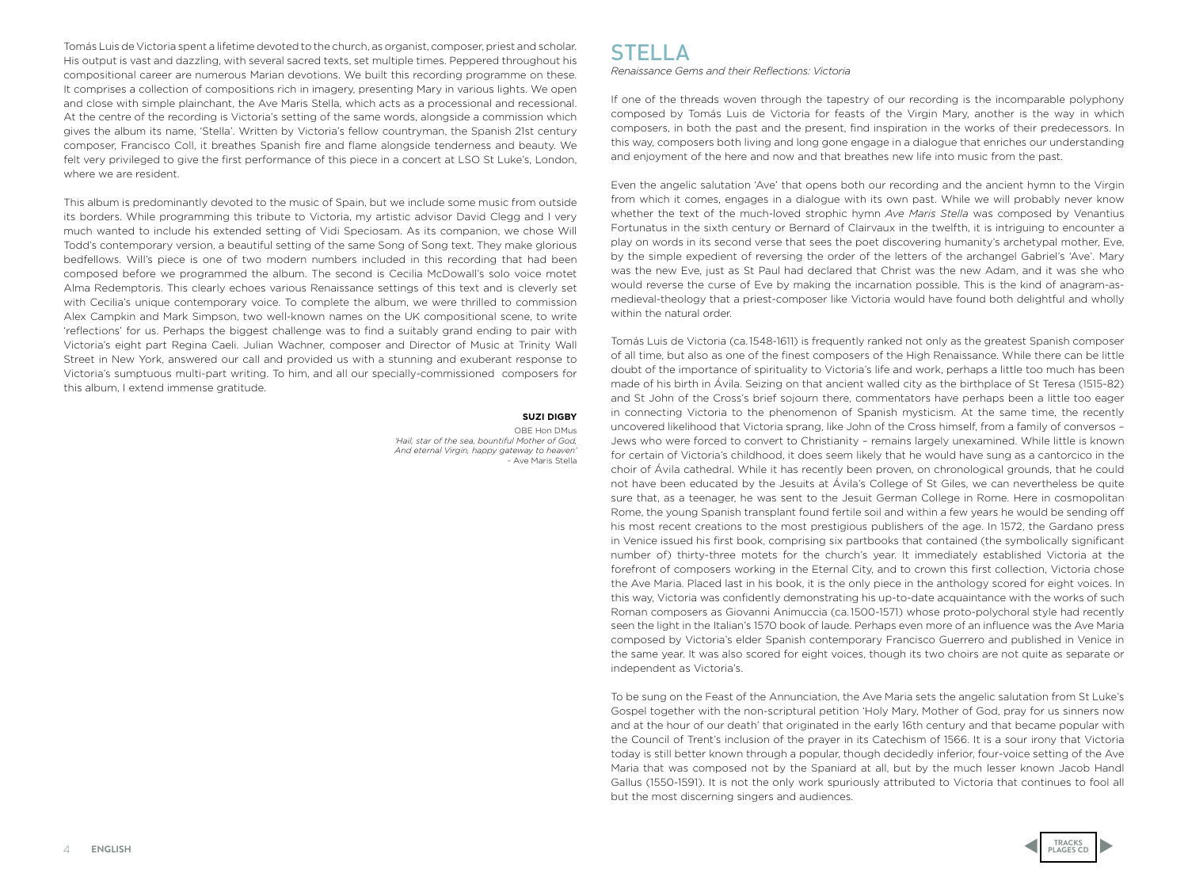Tomás Luis de Victoria spent a lifetime devoted to the church, as organist, composer, priest and scholar. His output is vast and dazzling, with several sacred texts, set multiple times. Peppered throughout his compositional career are numerous Marian devotions. We built this recording programme on these. It comprises a collection of compositions rich in imagery, presenting Mary in various lights. We open and close with simple plainchant, the Ave Maris Stella, which acts as a processional and recessional. At the centre of the recording is Victoria's setting of the same words, alongside a commission which gives the album its name, 'Stella'. Written by Victoria's fellow countryman, the Spanish 21st century composer, Francisco Coll, it breathes Spanish fire and flame alongside tenderness and beauty. We felt very privileged to give the first performance of this piece in a concert at LSO St Luke's, London, where we are resident.

This album is predominantly devoted to the music of Spain, but we include some music from outside its borders. While programming this tribute to Victoria, my artistic advisor David Clegg and I very much wanted to include his extended setting of Vidi Speciosam. As its companion, we chose Will Todd's contemporary version, a beautiful setting of the same Song of Song text. They make glorious bedfellows. Will's piece is one of two modern numbers included in this recording that had been composed before we programmed the album. The second is Cecilia McDowall's solo voice motet Alma Redemptoris. This clearly echoes various Renaissance settings of this text and is cleverly set with Cecilia's unique contemporary voice. To complete the album, we were thrilled to commission Alex Campkin and Mark Simpson, two well-known names on the UK compositional scene, to write 'reflections' for us. Perhaps the biggest challenge was to find a suitably grand ending to pair with Victoria's eight part Regina Caeli. Julian Wachner, composer and Director of Music at Trinity Wall Street in New York, answered our call and provided us with a stunning and exuberant response to Victoria's sumptuous multi-part writing. To him, and all our specially-commissioned composers for this album, I extend immense gratitude.

**SUZI DIGBY**
OBE Hon DMus

*'Hail, star of the sea, bountiful Mother of God,*
*And eternal Virgin, happy gateway to heaven'*
- Ave Maris Stella

# STELLA

*Renaissance Gems and their Reflections: Victoria*

If one of the threads woven through the tapestry of our recording is the incomparable polyphony composed by Tomás Luis de Victoria for feasts of the Virgin Mary, another is the way in which composers, in both the past and the present, find inspiration in the works of their predecessors. In this way, composers both living and long gone engage in a dialogue that enriches our understanding and enjoyment of the here and now and that breathes new life into music from the past.

Even the angelic salutation 'Ave' that opens both our recording and the ancient hymn to the Virgin from which it comes, engages in a dialogue with its own past. While we will probably never know whether the text of the much-loved strophic hymn *Ave Maris Stella* was composed by Venantius Fortunatus in the sixth century or Bernard of Clairvaux in the twelfth, it is intriguing to encounter a play on words in its second verse that sees the poet discovering humanity's archetypal mother, Eve, by the simple expedient of reversing the order of the letters of the archangel Gabriel's 'Ave'. Mary was the new Eve, just as St Paul had declared that Christ was the new Adam, and it was she who would reverse the curse of Eve by making the incarnation possible. This is the kind of anagram-as-medieval-theology that a priest-composer like Victoria would have found both delightful and wholly within the natural order.

Tomás Luis de Victoria (ca.1548-1611) is frequently ranked not only as the greatest Spanish composer of all time, but also as one of the finest composers of the High Renaissance. While there can be little doubt of the importance of spirituality to Victoria's life and work, perhaps a little too much has been made of his birth in Ávila. Seizing on that ancient walled city as the birthplace of St Teresa (1515-82) and St John of the Cross's brief sojourn there, commentators have perhaps been a little too eager in connecting Victoria to the phenomenon of Spanish mysticism. At the same time, the recently uncovered likelihood that Victoria sprang, like John of the Cross himself, from a family of conversos – Jews who were forced to convert to Christianity – remains largely unexamined. While little is known for certain of Victoria's childhood, it does seem likely that he would have sung as a cantorcico in the choir of Ávila cathedral. While it has recently been proven, on chronological grounds, that he could not have been educated by the Jesuits at Ávila's College of St Giles, we can nevertheless be quite sure that, as a teenager, he was sent to the Jesuit German College in Rome. Here in cosmopolitan Rome, the young Spanish transplant found fertile soil and within a few years he would be sending off his most recent creations to the most prestigious publishers of the age. In 1572, the Gardano press in Venice issued his first book, comprising six partbooks that contained (the symbolically significant number of) thirty-three motets for the church's year. It immediately established Victoria at the forefront of composers working in the Eternal City, and to crown this first collection, Victoria chose the Ave Maria. Placed last in his book, it is the only piece in the anthology scored for eight voices. In this way, Victoria was confidently demonstrating his up-to-date acquaintance with the works of such Roman composers as Giovanni Animuccia (ca.1500-1571) whose proto-polychoral style had recently seen the light in the Italian's 1570 book of laude. Perhaps even more of an influence was the Ave Maria composed by Victoria's elder Spanish contemporary Francisco Guerrero and published in Venice in the same year. It was also scored for eight voices, though its two choirs are not quite as separate or independent as Victoria's.

To be sung on the Feast of the Annunciation, the Ave Maria sets the angelic salutation from St Luke's Gospel together with the non-scriptural petition 'Holy Mary, Mother of God, pray for us sinners now and at the hour of our death' that originated in the early 16th century and that became popular with the Council of Trent's inclusion of the prayer in its Catechism of 1566. It is a sour irony that Victoria today is still better known through a popular, though decidedly inferior, four-voice setting of the Ave Maria that was composed not by the Spaniard at all, but by the much lesser known Jacob Handl Gallus (1550-1591). It is not the only work spuriously attributed to Victoria that continues to fool all but the most discerning singers and audiences.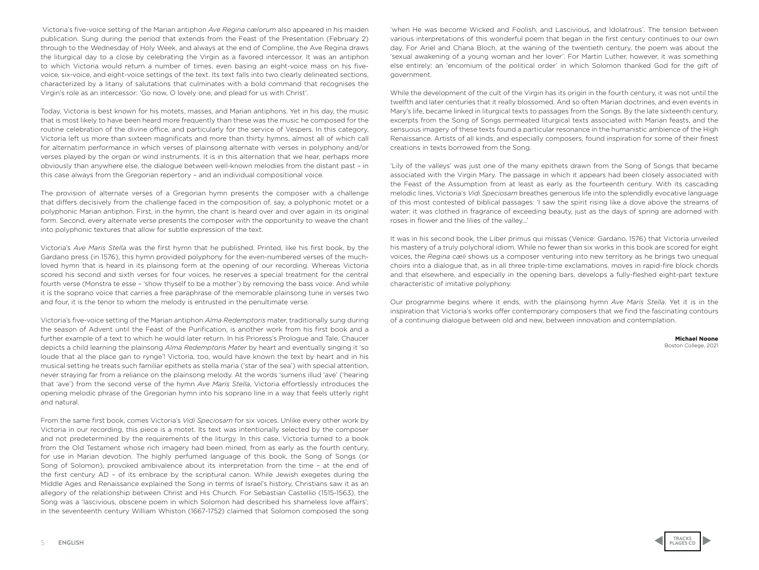Victoria's five-voice setting of the Marian antiphon *Ave Regina cælorum* also appeared in his maiden publication. Sung during the period that extends from the Feast of the Presentation (February 2) through to the Wednesday of Holy Week, and always at the end of Compline, the Ave Regina draws the liturgical day to a close by celebrating the Virgin as a favored intercessor. It was an antiphon to which Victoria would return a number of times, even basing an eight-voice mass on his five-voice, six-voice, and eight-voice settings of the text. Its text falls into two clearly delineated sections, characterized by a litany of salutations that culminates with a bold command that recognises the Virgin's role as an intercessor: 'Go now, O lovely one, and plead for us with Christ'.

Today, Victoria is best known for his motets, masses, and Marian antiphons. Yet in his day, the music that is most likely to have been heard more frequently than these was the music he composed for the routine celebration of the divine office, and particularly for the service of Vespers. In this category, Victoria left us more than sixteen magnificats and more than thirty hymns, almost all of which call for alternatim performance in which verses of plainsong alternate with verses in polyphony and/or verses played by the organ or wind instruments. It is in this alternation that we hear, perhaps more obviously than anywhere else, the dialogue between well-known melodies from the distant past – in this case always from the Gregorian repertory – and an individual compositional voice.

The provision of alternate verses of a Gregorian hymn presents the composer with a challenge that differs decisively from the challenge faced in the composition of, say, a polyphonic motet or a polyphonic Marian antiphon. First, in the hymn, the chant is heard over and over again in its original form. Second, every alternate verse presents the composer with the opportunity to weave the chant into polyphonic textures that allow for subtle expression of the text.

Victoria's *Ave Maris Stella* was the first hymn that he published. Printed, like his first book, by the Gardano press (in 1576), this hymn provided polyphony for the even-numbered verses of the much-loved hymn that is heard in its plainsong form at the opening of our recording. Whereas Victoria scored his second and sixth verses for four voices, he reserves a special treatment for the central fourth verse (Monstra te esse – 'show thyself to be a mother') by removing the bass voice. And while it is the soprano voice that carries a free paraphrase of the memorable plainsong tune in verses two and four, it is the tenor to whom the melody is entrusted in the penultimate verse.

Victoria's five-voice setting of the Marian antiphon *Alma Redemptoris* mater, traditionally sung during the season of Advent until the Feast of the Purification, is another work from his first book and a further example of a text to which he would later return. In his Prioress's Prologue and Tale, Chaucer depicts a child learning the plainsong *Alma Redemptoris Mater* by heart and eventually singing it 'so loude that al the place gan to rynge'! Victoria, too, would have known the text by heart and in his musical setting he treats such familiar epithets as stella maria ('star of the sea') with special attention, never straying far from a reliance on the plainsong melody. At the words 'sumens illud 'ave' ('hearing that 'ave') from the second verse of the hymn *Ave Maris Stella*, Victoria effortlessly introduces the opening melodic phrase of the Gregorian hymn into his soprano line in a way that feels utterly right and natural.

From the same first book, comes Victoria's *Vidi Speciosam* for six voices. Unlike every other work by Victoria in our recording, this piece is a motet. Its text was intentionally selected by the composer and not predetermined by the requirements of the liturgy. In this case, Victoria turned to a book from the Old Testament whose rich imagery had been mined, from as early as the fourth century, for use in Marian devotion. The highly perfumed language of this book, the Song of Songs (or Song of Solomon), provoked ambivalence about its interpretation from the time – at the end of the first century AD – of its embrace by the scriptural canon. While Jewish exegetes during the Middle Ages and Renaissance explained the Song in terms of Israel's history, Christians saw it as an allegory of the relationship between Christ and His Church. For Sebastian Castellio (1515-1563), the Song was a 'lascivious, obscene poem in which Solomon had described his shameless love affairs'; in the seventeenth century William Whiston (1667-1752) claimed that Solomon composed the song 'when He was become Wicked and Foolish, and Lascivious, and Idolatrous'. The tension between various interpretations of this wonderful poem that began in the first century continues to our own day. For Ariel and Chana Bloch, at the waning of the twentieth century, the poem was about the 'sexual awakening of a young woman and her lover'. For Martin Luther, however, it was something else entirely: an 'encomium of the political order' in which Solomon thanked God for the gift of government.

While the development of the cult of the Virgin has its origin in the fourth century, it was not until the twelfth and later centuries that it really blossomed. And so often Marian doctrines, and even events in Mary's life, became linked in liturgical texts to passages from the Songs. By the late sixteenth century, excerpts from the Song of Songs permeated liturgical texts associated with Marian feasts, and the sensuous imagery of these texts found a particular resonance in the humanistic ambience of the High Renaissance. Artists of all kinds, and especially composers, found inspiration for some of their finest creations in texts borrowed from the Song.

'Lily of the valleys' was just one of the many epithets drawn from the Song of Songs that became associated with the Virgin Mary. The passage in which it appears had been closely associated with the Feast of the Assumption from at least as early as the fourteenth century. With its cascading melodic lines, Victoria's *Vidi Speciosam* breathes generous life into the splendidly evocative language of this most contested of biblical passages: 'I saw the spirit rising like a dove above the streams of water: it was clothed in fragrance of exceeding beauty, just as the days of spring are adorned with roses in flower and the lilies of the valley...'

It was in his second book, the Liber primus qui missas (Venice: Gardano, 1576) that Victoria unveiled his mastery of a truly polychoral idiom. While no fewer than six works in this book are scored for eight voices, the *Regina cæli* shows us a composer venturing into new territory as he brings two unequal choirs into a dialogue that, as in all three triple-time exclamations, moves in rapid-fire block chords and that elsewhere, and especially in the opening bars, develops a fully-fleshed eight-part texture characteristic of imitative polyphony.

Our programme begins where it ends, with the plainsong hymn *Ave Maris Stella*. Yet it is in the inspiration that Victoria's works offer contemporary composers that we find the fascinating contours of a continuing dialogue between old and new, between innovation and contemplation.

**Michael Noone**
Boston College, 2021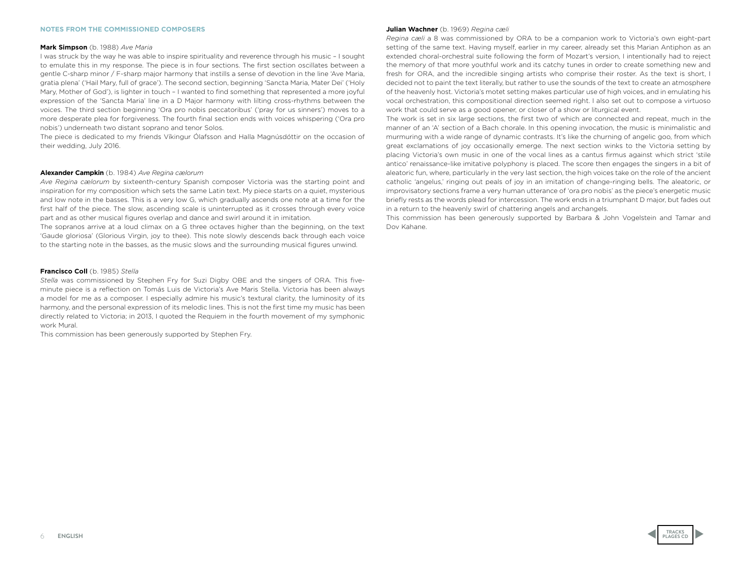## NOTES FROM THE COMMISSIONED COMPOSERS

**Mark Simpson** (b. 1988) *Ave Maria*

I was struck by the way he was able to inspire spirituality and reverence through his music – I sought to emulate this in my response. The piece is in four sections. The first section oscillates between a gentle C-sharp minor / F-sharp major harmony that instills a sense of devotion in the line 'Ave Maria, gratia plena' ('Hail Mary, full of grace'). The second section, beginning 'Sancta Maria, Mater Dei' ('Holy Mary, Mother of God'), is lighter in touch – I wanted to find something that represented a more joyful expression of the 'Sancta Maria' line in a D Major harmony with lilting cross-rhythms between the voices. The third section beginning 'Ora pro nobis peccatoribus' ('pray for us sinners') moves to a more desperate plea for forgiveness. The fourth final section ends with voices whispering ('Ora pro nobis') underneath two distant soprano and tenor Solos.

The piece is dedicated to my friends Víkingur Ólafsson and Halla Magnúsdóttir on the occasion of their wedding, July 2016.

**Alexander Campkin** (b. 1984) *Ave Regina cælorum*

*Ave Regina cælorum* by sixteenth-century Spanish composer Victoria was the starting point and inspiration for my composition which sets the same Latin text. My piece starts on a quiet, mysterious and low note in the basses. This is a very low G, which gradually ascends one note at a time for the first half of the piece. The slow, ascending scale is uninterrupted as it crosses through every voice part and as other musical figures overlap and dance and swirl around it in imitation.

The sopranos arrive at a loud climax on a G three octaves higher than the beginning, on the text 'Gaude gloriosa' (Glorious Virgin, joy to thee). This note slowly descends back through each voice to the starting note in the basses, as the music slows and the surrounding musical figures unwind.

**Francisco Coll** (b. 1985) *Stella*

*Stella* was commissioned by Stephen Fry for Suzi Digby OBE and the singers of ORA. This five-minute piece is a reflection on Tomás Luis de Victoria's Ave Maris Stella. Victoria has been always a model for me as a composer. I especially admire his music's textural clarity, the luminosity of its harmony, and the personal expression of its melodic lines. This is not the first time my music has been directly related to Victoria; in 2013, I quoted the Requiem in the fourth movement of my symphonic work Mural.

This commission has been generously supported by Stephen Fry.

**Julian Wachner** (b. 1969) *Regina cæli*

*Regina cæli* a 8 was commissioned by ORA to be a companion work to Victoria's own eight-part setting of the same text. Having myself, earlier in my career, already set this Marian Antiphon as an extended choral-orchestral suite following the form of Mozart's version, I intentionally had to reject the memory of that more youthful work and its catchy tunes in order to create something new and fresh for ORA, and the incredible singing artists who comprise their roster. As the text is short, I decided not to paint the text literally, but rather to use the sounds of the text to create an atmosphere of the heavenly host. Victoria's motet setting makes particular use of high voices, and in emulating his vocal orchestration, this compositional direction seemed right. I also set out to compose a virtuoso work that could serve as a good opener, or closer of a show or liturgical event.

The work is set in six large sections, the first two of which are connected and repeat, much in the manner of an 'A' section of a Bach chorale. In this opening invocation, the music is minimalistic and murmuring with a wide range of dynamic contrasts. It's like the churning of angelic goo, from which great exclamations of joy occasionally emerge. The next section winks to the Victoria setting by placing Victoria's own music in one of the vocal lines as a cantus firmus against which strict 'stile antico' renaissance-like imitative polyphony is placed. The score then engages the singers in a bit of aleatoric fun, where, particularly in the very last section, the high voices take on the role of the ancient catholic 'angelus,' ringing out peals of joy in an imitation of change-ringing bells. The aleatoric, or improvisatory sections frame a very human utterance of 'ora pro nobis' as the piece's energetic music briefly rests as the words plead for intercession. The work ends in a triumphant D major, but fades out in a return to the heavenly swirl of chattering angels and archangels.

This commission has been generously supported by Barbara & John Vogelstein and Tamar and Dov Kahane.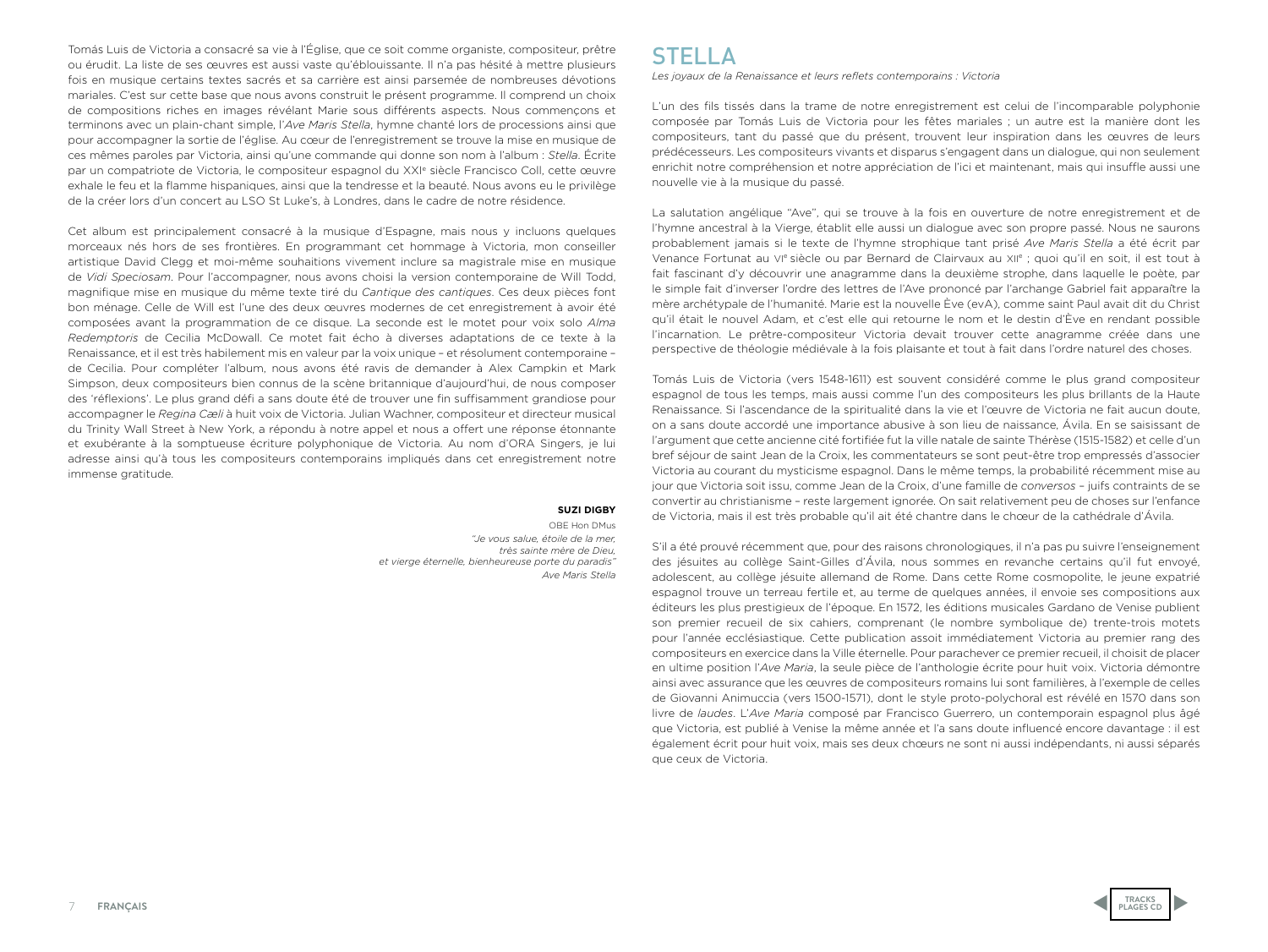Tomás Luis de Victoria a consacré sa vie à l'Église, que ce soit comme organiste, compositeur, prêtre ou érudit. La liste de ses œuvres est aussi vaste qu'éblouissante. Il n'a pas hésité à mettre plusieurs fois en musique certains textes sacrés et sa carrière est ainsi parsemée de nombreuses dévotions mariales. C'est sur cette base que nous avons construit le présent programme. Il comprend un choix de compositions riches en images révélant Marie sous différents aspects. Nous commençons et terminons avec un plain-chant simple, l'*Ave Maris Stella*, hymne chanté lors de processions ainsi que pour accompagner la sortie de l'église. Au cœur de l'enregistrement se trouve la mise en musique de ces mêmes paroles par Victoria, ainsi qu'une commande qui donne son nom à l'album : *Stella*. Écrite par un compatriote de Victoria, le compositeur espagnol du XXIe siècle Francisco Coll, cette œuvre exhale le feu et la flamme hispaniques, ainsi que la tendresse et la beauté. Nous avons eu le privilège de la créer lors d'un concert au LSO St Luke's, à Londres, dans le cadre de notre résidence.

Cet album est principalement consacré à la musique d'Espagne, mais nous y incluons quelques morceaux nés hors de ses frontières. En programmant cet hommage à Victoria, mon conseiller artistique David Clegg et moi-même souhaitions vivement inclure sa magistrale mise en musique de *Vidi Speciosam*. Pour l'accompagner, nous avons choisi la version contemporaine de Will Todd, magnifique mise en musique du même texte tiré du *Cantique des cantiques*. Ces deux pièces font bon ménage. Celle de Will est l'une des deux œuvres modernes de cet enregistrement à avoir été composées avant la programmation de ce disque. La seconde est le motet pour voix solo *Alma Redemptoris* de Cecilia McDowall. Ce motet fait écho à diverses adaptations de ce texte à la Renaissance, et il est très habilement mis en valeur par la voix unique – et résolument contemporaine – de Cecilia. Pour compléter l'album, nous avons été ravis de demander à Alex Campkin et Mark Simpson, deux compositeurs bien connus de la scène britannique d'aujourd'hui, de nous composer des 'réflexions'. Le plus grand défi a sans doute été de trouver une fin suffisamment grandiose pour accompagner le *Regina Cæli* à huit voix de Victoria. Julian Wachner, compositeur et directeur musical du Trinity Wall Street à New York, a répondu à notre appel et nous a offert une réponse étonnante et exubérante à la somptueuse écriture polyphonique de Victoria. Au nom d'ORA Singers, je lui adresse ainsi qu'à tous les compositeurs contemporains impliqués dans cet enregistrement notre immense gratitude.

**SUZI DIGBY**
OBE Hon DMus

*"Je vous salue, étoile de la mer,*
*très sainte mère de Dieu,*
*et vierge éternelle, bienheureuse porte du paradis"*
*Ave Maris Stella*

# STELLA

*Les joyaux de la Renaissance et leurs reflets contemporains : Victoria*

L'un des fils tissés dans la trame de notre enregistrement est celui de l'incomparable polyphonie composée par Tomás Luis de Victoria pour les fêtes mariales ; un autre est la manière dont les compositeurs, tant du passé que du présent, trouvent leur inspiration dans les œuvres de leurs prédécesseurs. Les compositeurs vivants et disparus s'engagent dans un dialogue, qui non seulement enrichit notre compréhension et notre appréciation de l'ici et maintenant, mais qui insuffle aussi une nouvelle vie à la musique du passé.

La salutation angélique "Ave", qui se trouve à la fois en ouverture de notre enregistrement et de l'hymne ancestral à la Vierge, établit elle aussi un dialogue avec son propre passé. Nous ne saurons probablement jamais si le texte de l'hymne strophique tant prisé *Ave Maris Stella* a été écrit par Venance Fortunat au VIe siècle ou par Bernard de Clairvaux au XIIe ; quoi qu'il en soit, il est tout à fait fascinant d'y découvrir une anagramme dans la deuxième strophe, dans laquelle le poète, par le simple fait d'inverser l'ordre des lettres de l'Ave prononcé par l'archange Gabriel fait apparaître la mère archétypale de l'humanité. Marie est la nouvelle Ève (evA), comme saint Paul avait dit du Christ qu'il était le nouvel Adam, et c'est elle qui retourne le nom et le destin d'Ève en rendant possible l'incarnation. Le prêtre-compositeur Victoria devait trouver cette anagramme créée dans une perspective de théologie médiévale à la fois plaisante et tout à fait dans l'ordre naturel des choses.

Tomás Luis de Victoria (vers 1548-1611) est souvent considéré comme le plus grand compositeur espagnol de tous les temps, mais aussi comme l'un des compositeurs les plus brillants de la Haute Renaissance. Si l'ascendance de la spiritualité dans la vie et l'œuvre de Victoria ne fait aucun doute, on a sans doute accordé une importance abusive à son lieu de naissance, Ávila. En se saisissant de l'argument que cette ancienne cité fortifiée fut la ville natale de sainte Thérèse (1515-1582) et celle d'un bref séjour de saint Jean de la Croix, les commentateurs se sont peut-être trop empressés d'associer Victoria au courant du mysticisme espagnol. Dans le même temps, la probabilité récemment mise au jour que Victoria soit issu, comme Jean de la Croix, d'une famille de *conversos* – juifs contraints de se convertir au christianisme – reste largement ignorée. On sait relativement peu de choses sur l'enfance de Victoria, mais il est très probable qu'il ait été chantre dans le chœur de la cathédrale d'Ávila.

S'il a été prouvé récemment que, pour des raisons chronologiques, il n'a pas pu suivre l'enseignement des jésuites au collège Saint-Gilles d'Ávila, nous sommes en revanche certains qu'il fut envoyé, adolescent, au collège jésuite allemand de Rome. Dans cette Rome cosmopolite, le jeune expatrié espagnol trouve un terreau fertile et, au terme de quelques années, il envoie ses compositions aux éditeurs les plus prestigieux de l'époque. En 1572, les éditions musicales Gardano de Venise publient son premier recueil de six cahiers, comprenant (le nombre symbolique de) trente-trois motets pour l'année ecclésiastique. Cette publication assoit immédiatement Victoria au premier rang des compositeurs en exercice dans la Ville éternelle. Pour parachever ce premier recueil, il choisit de placer en ultime position l'*Ave Maria*, la seule pièce de l'anthologie écrite pour huit voix. Victoria démontre ainsi avec assurance que les œuvres de compositeurs romains lui sont familières, à l'exemple de celles de Giovanni Animuccia (vers 1500-1571), dont le style proto-polychoral est révélé en 1570 dans son livre de *laudes*. L'*Ave Maria* composé par Francisco Guerrero, un contemporain espagnol plus âgé que Victoria, est publié à Venise la même année et l'a sans doute influencé encore davantage : il est également écrit pour huit voix, mais ses deux chœurs ne sont ni aussi indépendants, ni aussi séparés que ceux de Victoria.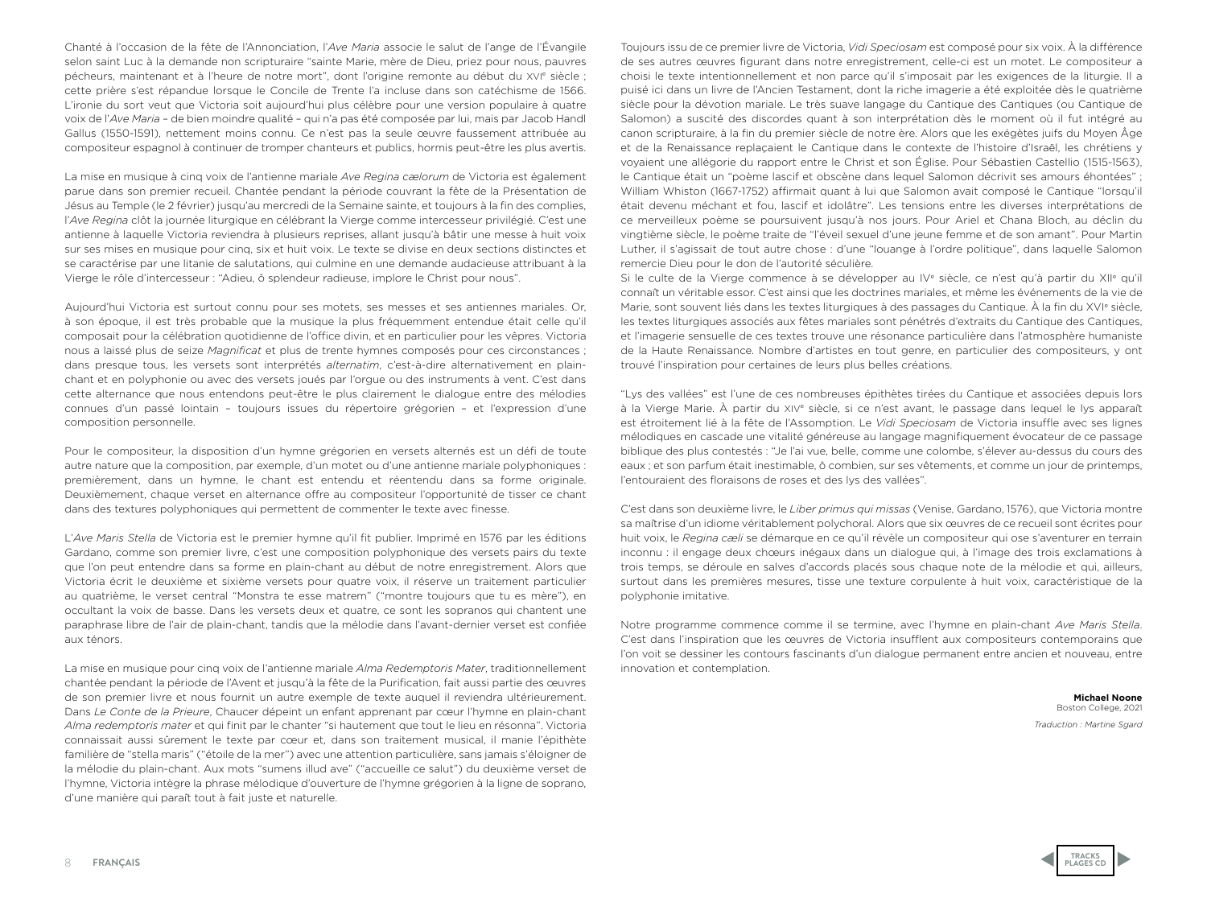Chanté à l'occasion de la fête de l'Annonciation, l'*Ave Maria* associe le salut de l'ange de l'Évangile selon saint Luc à la demande non scripturaire "sainte Marie, mère de Dieu, priez pour nous, pauvres pécheurs, maintenant et à l'heure de notre mort", dont l'origine remonte au début du XVIe siècle ; cette prière s'est répandue lorsque le Concile de Trente l'a incluse dans son catéchisme de 1566. L'ironie du sort veut que Victoria soit aujourd'hui plus célèbre pour une version populaire à quatre voix de l'*Ave Maria* – de bien moindre qualité – qui n'a pas été composée par lui, mais par Jacob Handl Gallus (1550-1591), nettement moins connu. Ce n'est pas la seule œuvre faussement attribuée au compositeur espagnol à continuer de tromper chanteurs et publics, hormis peut-être les plus avertis.

La mise en musique à cinq voix de l'antienne mariale *Ave Regina cælorum* de Victoria est également parue dans son premier recueil. Chantée pendant la période couvrant la fête de la Présentation de Jésus au Temple (le 2 février) jusqu'au mercredi de la Semaine sainte, et toujours à la fin des complies, l'*Ave Regina* clôt la journée liturgique en célébrant la Vierge comme intercesseur privilégié. C'est une antienne à laquelle Victoria reviendra à plusieurs reprises, allant jusqu'à bâtir une messe à huit voix sur ses mises en musique pour cinq, six et huit voix. Le texte se divise en deux sections distinctes et se caractérise par une litanie de salutations, qui culmine en une demande audacieuse attribuant à la Vierge le rôle d'intercesseur : "Adieu, ô splendeur radieuse, implore le Christ pour nous".

Aujourd'hui Victoria est surtout connu pour ses motets, ses messes et ses antiennes mariales. Or, à son époque, il est très probable que la musique la plus fréquemment entendue était celle qu'il composait pour la célébration quotidienne de l'office divin, et en particulier pour les vêpres. Victoria nous a laissé plus de seize *Magnificat* et plus de trente hymnes composés pour ces circonstances ; dans presque tous, les versets sont interprétés *alternatim*, c'est-à-dire alternativement en plain-chant et en polyphonie ou avec des versets joués par l'orgue ou des instruments à vent. C'est dans cette alternance que nous entendons peut-être le plus clairement le dialogue entre des mélodies connues d'un passé lointain – toujours issues du répertoire grégorien – et l'expression d'une composition personnelle.

Pour le compositeur, la disposition d'un hymne grégorien en versets alternés est un défi de toute autre nature que la composition, par exemple, d'un motet ou d'une antienne mariale polyphoniques : premièrement, dans un hymne, le chant est entendu et réentendu dans sa forme originale. Deuxièmement, chaque verset en alternance offre au compositeur l'opportunité de tisser ce chant dans des textures polyphoniques qui permettent de commenter le texte avec finesse.

L'*Ave Maris Stella* de Victoria est le premier hymne qu'il fit publier. Imprimé en 1576 par les éditions Gardano, comme son premier livre, c'est une composition polyphonique des versets pairs du texte que l'on peut entendre dans sa forme en plain-chant au début de notre enregistrement. Alors que Victoria écrit le deuxième et sixième versets pour quatre voix, il réserve un traitement particulier au quatrième, le verset central "Monstra te esse matrem" ("montre toujours que tu es mère"), en occultant la voix de basse. Dans les versets deux et quatre, ce sont les sopranos qui chantent une paraphrase libre de l'air de plain-chant, tandis que la mélodie dans l'avant-dernier verset est confiée aux ténors.

La mise en musique pour cinq voix de l'antienne mariale *Alma Redemptoris Mater*, traditionnellement chantée pendant la période de l'Avent et jusqu'à la fête de la Purification, fait aussi partie des œuvres de son premier livre et nous fournit un autre exemple de texte auquel il reviendra ultérieurement. Dans *Le Conte de la Prieure*, Chaucer dépeint un enfant apprenant par cœur l'hymne en plain-chant *Alma redemptoris mater* et qui finit par le chanter "si hautement que tout le lieu en résonna". Victoria connaissait aussi sûrement le texte par cœur et, dans son traitement musical, il manie l'épithète familière de "stella maris" ("étoile de la mer") avec une attention particulière, sans jamais s'éloigner de la mélodie du plain-chant. Aux mots "sumens illud ave" ("accueille ce salut") du deuxième verset de l'hymne, Victoria intègre la phrase mélodique d'ouverture de l'hymne grégorien à la ligne de soprano, d'une manière qui paraît tout à fait juste et naturelle.

Toujours issu de ce premier livre de Victoria, *Vidi Speciosam* est composé pour six voix. À la différence de ses autres œuvres figurant dans notre enregistrement, celle-ci est un motet. Le compositeur a choisi le texte intentionnellement et non parce qu'il s'imposait par les exigences de la liturgie. Il a puisé ici dans un livre de l'Ancien Testament, dont la riche imagerie a été exploitée dès le quatrième siècle pour la dévotion mariale. Le très suave langage du Cantique des Cantiques (ou Cantique de Salomon) a suscité des discordes quant à son interprétation dès le moment où il fut intégré au canon scripturaire, à la fin du premier siècle de notre ère. Alors que les exégètes juifs du Moyen Âge et de la Renaissance replaçaient le Cantique dans le contexte de l'histoire d'Israël, les chrétiens y voyaient une allégorie du rapport entre le Christ et son Église. Pour Sébastien Castellio (1515-1563), le Cantique était un "poème lascif et obscène dans lequel Salomon décrivit ses amours éhontées" ; William Whiston (1667-1752) affirmait quant à lui que Salomon avait composé le Cantique "lorsqu'il était devenu méchant et fou, lascif et idolâtre". Les tensions entre les diverses interprétations de ce merveilleux poème se poursuivent jusqu'à nos jours. Pour Ariel et Chana Bloch, au déclin du vingtième siècle, le poème traite de "l'éveil sexuel d'une jeune femme et de son amant". Pour Martin Luther, il s'agissait de tout autre chose : d'une "louange à l'ordre politique", dans laquelle Salomon remercie Dieu pour le don de l'autorité séculière.
Si le culte de la Vierge commence à se développer au IVe siècle, ce n'est qu'à partir du XIIe qu'il connaît un véritable essor. C'est ainsi que les doctrines mariales, et même les événements de la vie de Marie, sont souvent liés dans les textes liturgiques à des passages du Cantique. À la fin du XVIe siècle, les textes liturgiques associés aux fêtes mariales sont pénétrés d'extraits du Cantique des Cantiques, et l'imagerie sensuelle de ces textes trouve une résonance particulière dans l'atmosphère humaniste de la Haute Renaissance. Nombre d'artistes en tout genre, en particulier des compositeurs, y ont trouvé l'inspiration pour certaines de leurs plus belles créations.

"Lys des vallées" est l'une de ces nombreuses épithètes tirées du Cantique et associées depuis lors à la Vierge Marie. À partir du XIVe siècle, si ce n'est avant, le passage dans lequel le lys apparaît est étroitement lié à la fête de l'Assomption. Le *Vidi Speciosam* de Victoria insuffle avec ses lignes mélodiques en cascade une vitalité généreuse au langage magnifiquement évocateur de ce passage biblique des plus contestés : "Je l'ai vue, belle, comme une colombe, s'élever au-dessus du cours des eaux ; et son parfum était inestimable, ô combien, sur ses vêtements, et comme un jour de printemps, l'entouraient des floraisons de roses et des lys des vallées".

C'est dans son deuxième livre, le *Liber primus qui missas* (Venise, Gardano, 1576), que Victoria montre sa maîtrise d'un idiome véritablement polychoral. Alors que six œuvres de ce recueil sont écrites pour huit voix, le *Regina cæli* se démarque en ce qu'il révèle un compositeur qui ose s'aventurer en terrain inconnu : il engage deux chœurs inégaux dans un dialogue qui, à l'image des trois exclamations à trois temps, se déroule en salves d'accords placés sous chaque note de la mélodie et qui, ailleurs, surtout dans les premières mesures, tisse une texture corpulente à huit voix, caractéristique de la polyphonie imitative.

Notre programme commence comme il se termine, avec l'hymne en plain-chant *Ave Maris Stella*. C'est dans l'inspiration que les œuvres de Victoria insufflent aux compositeurs contemporains que l'on voit se dessiner les contours fascinants d'un dialogue permanent entre ancien et nouveau, entre innovation et contemplation.

**Michael Noone**
Boston College, 2021

*Traduction : Martine Sgard*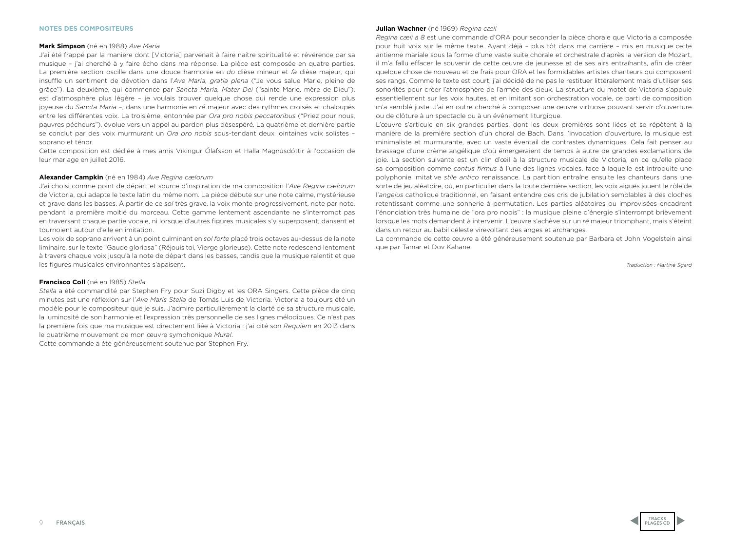## NOTES DES COMPOSITEURS

**Mark Simpson** (né en 1988) *Ave Maria*

J'ai été frappé par la manière dont [Victoria] parvenait à faire naître spiritualité et révérence par sa musique – j'ai cherché à y faire écho dans ma réponse. La pièce est composée en quatre parties. La première section oscille dans une douce harmonie en *do* dièse mineur et *fa* dièse majeur, qui insuffle un sentiment de dévotion dans l'*Ave Maria, gratia plena* ("Je vous salue Marie, pleine de grâce"). La deuxième, qui commence par *Sancta Maria, Mater Dei* ("sainte Marie, mère de Dieu"), est d'atmosphère plus légère – je voulais trouver quelque chose qui rende une expression plus joyeuse du *Sancta Maria* –, dans une harmonie en *ré* majeur avec des rythmes croisés et chaloupés entre les différentes voix. La troisième, entonnée par *Ora pro nobis peccatoribus* ("Priez pour nous, pauvres pécheurs"), évolue vers un appel au pardon plus désespéré. La quatrième et dernière partie se conclut par des voix murmurant un *Ora pro nobis* sous-tendant deux lointaines voix solistes – soprano et ténor.

Cette composition est dédiée à mes amis Víkingur Ólafsson et Halla Magnúsdóttir à l'occasion de leur mariage en juillet 2016.

**Alexander Campkin** (né en 1984) *Ave Regina cælorum*

J'ai choisi comme point de départ et source d'inspiration de ma composition l'*Ave Regina cælorum* de Victoria, qui adapte le texte latin du même nom. La pièce débute sur une note calme, mystérieuse et grave dans les basses. À partir de ce *sol* très grave, la voix monte progressivement, note par note, pendant la première moitié du morceau. Cette gamme lentement ascendante ne s'interrompt pas en traversant chaque partie vocale, ni lorsque d'autres figures musicales s'y superposent, dansent et tournoient autour d'elle en imitation.

Les voix de soprano arrivent à un point culminant en *sol forte* placé trois octaves au-dessus de la note liminaire, sur le texte "Gaude gloriosa" (Réjouis toi, Vierge glorieuse). Cette note redescend lentement à travers chaque voix jusqu'à la note de départ dans les basses, tandis que la musique ralentit et que les figures musicales environnantes s'apaisent.

**Francisco Coll** (né en 1985) *Stella*

*Stella* a été commandité par Stephen Fry pour Suzi Digby et les ORA Singers. Cette pièce de cinq minutes est une réflexion sur l'*Ave Maris Stella* de Tomás Luis de Victoria. Victoria a toujours été un modèle pour le compositeur que je suis. J'admire particulièrement la clarté de sa structure musicale, la luminosité de son harmonie et l'expression très personnelle de ses lignes mélodiques. Ce n'est pas la première fois que ma musique est directement liée à Victoria : j'ai cité son *Requiem* en 2013 dans le quatrième mouvement de mon œuvre symphonique *Mural*.

Cette commande a été généreusement soutenue par Stephen Fry.

**Julian Wachner** (né 1969) *Regina cæli*

*Regina cæli a 8* est une commande d'ORA pour seconder la pièce chorale que Victoria a composée pour huit voix sur le même texte. Ayant déjà – plus tôt dans ma carrière – mis en musique cette antienne mariale sous la forme d'une vaste suite chorale et orchestrale d'après la version de Mozart, il m'a fallu effacer le souvenir de cette œuvre de jeunesse et de ses airs entraînants, afin de créer quelque chose de nouveau et de frais pour ORA et les formidables artistes chanteurs qui composent ses rangs. Comme le texte est court, j'ai décidé de ne pas le restituer littéralement mais d'utiliser ses sonorités pour créer l'atmosphère de l'armée des cieux. La structure du motet de Victoria s'appuie essentiellement sur les voix hautes, et en imitant son orchestration vocale, ce parti de composition m'a semblé juste. J'ai en outre cherché à composer une œuvre virtuose pouvant servir d'ouverture ou de clôture à un spectacle ou à un événement liturgique.

L'œuvre s'articule en six grandes parties, dont les deux premières sont liées et se répètent à la manière de la première section d'un choral de Bach. Dans l'invocation d'ouverture, la musique est minimaliste et murmurante, avec un vaste éventail de contrastes dynamiques. Cela fait penser au brassage d'une crème angélique d'où émergeraient de temps à autre de grandes exclamations de joie. La section suivante est un clin d'œil à la structure musicale de Victoria, en ce qu'elle place sa composition comme *cantus firmus* à l'une des lignes vocales, face à laquelle est introduite une polyphonie imitative *stile antico* renaissance. La partition entraîne ensuite les chanteurs dans une sorte de jeu aléatoire, où, en particulier dans la toute dernière section, les voix aiguës jouent le rôle de l'*angelus* catholique traditionnel, en faisant entendre des cris de jubilation semblables à des cloches retentissant comme une sonnerie à permutation. Les parties aléatoires ou improvisées encadrent l'énonciation très humaine de "ora pro nobis" : la musique pleine d'énergie s'interrompt brièvement lorsque les mots demandent à intervenir. L'œuvre s'achève sur un *ré* majeur triomphant, mais s'éteint dans un retour au babil céleste virevoltant des anges et archanges.

La commande de cette œuvre a été généreusement soutenue par Barbara et John Vogelstein ainsi que par Tamar et Dov Kahane.

*Traduction : Martine Sgard*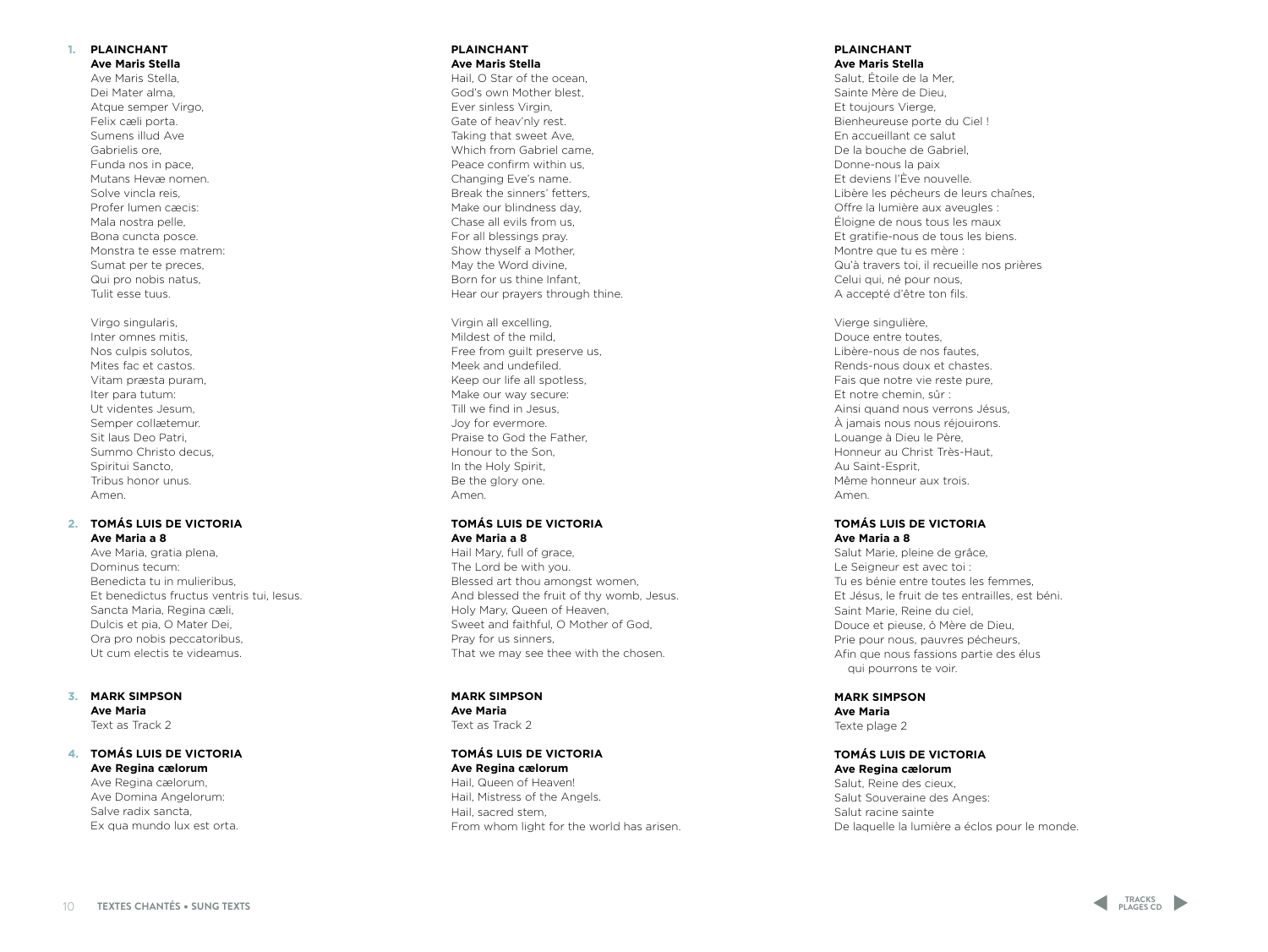**1. PLAINCHANT**
**Ave Maris Stella**

Ave Maris Stella,
Dei Mater alma,
Atque semper Virgo,
Felix cæli porta.
Sumens illud Ave
Gabrielis ore,
Funda nos in pace,
Mutans Hevæ nomen.
Solve vincla reis,
Profer lumen cæcis:
Mala nostra pelle,
Bona cuncta posce.
Monstra te esse matrem:
Sumat per te preces,
Qui pro nobis natus,
Tulit esse tuus.

Virgo singularis,
Inter omnes mitis,
Nos culpis solutos,
Mites fac et castos.
Vitam præsta puram,
Iter para tutum:
Ut videntes Jesum,
Semper collætemur.
Sit laus Deo Patri,
Summo Christo decus,
Spiritui Sancto,
Tribus honor unus.
Amen.

**2. TOMÁS LUIS DE VICTORIA**
**Ave Maria a 8**

Ave Maria, gratia plena,
Dominus tecum:
Benedicta tu in mulieribus,
Et benedictus fructus ventris tui, Iesus.
Sancta Maria, Regina cæli,
Dulcis et pia, O Mater Dei,
Ora pro nobis peccatoribus,
Ut cum electis te videamus.

**3. MARK SIMPSON**
**Ave Maria**

Text as Track 2

**4. TOMÁS LUIS DE VICTORIA**
**Ave Regina cælorum**

Ave Regina cælorum,
Ave Domina Angelorum:
Salve radix sancta,
Ex qua mundo lux est orta.

**PLAINCHANT**
**Ave Maris Stella**

Hail, O Star of the ocean,
God's own Mother blest,
Ever sinless Virgin,
Gate of heav'nly rest.
Taking that sweet Ave,
Which from Gabriel came,
Peace confirm within us,
Changing Eve's name.
Break the sinners' fetters,
Make our blindness day,
Chase all evils from us,
For all blessings pray.
Show thyself a Mother,
May the Word divine,
Born for us thine Infant,
Hear our prayers through thine.

Virgin all excelling,
Mildest of the mild,
Free from guilt preserve us,
Meek and undefiled.
Keep our life all spotless,
Make our way secure:
Till we find in Jesus,
Joy for evermore.
Praise to God the Father,
Honour to the Son,
In the Holy Spirit,
Be the glory one.
Amen.

**TOMÁS LUIS DE VICTORIA**
**Ave Maria a 8**

Hail Mary, full of grace,
The Lord be with you.
Blessed art thou amongst women,
And blessed the fruit of thy womb, Jesus.
Holy Mary, Queen of Heaven,
Sweet and faithful, O Mother of God,
Pray for us sinners,
That we may see thee with the chosen.

**MARK SIMPSON**
**Ave Maria**

Text as Track 2

**TOMÁS LUIS DE VICTORIA**
**Ave Regina cælorum**

Hail, Queen of Heaven!
Hail, Mistress of the Angels.
Hail, sacred stem,
From whom light for the world has arisen.

**PLAINCHANT**
**Ave Maris Stella**

Salut, Étoile de la Mer,
Sainte Mère de Dieu,
Et toujours Vierge,
Bienheureuse porte du Ciel !
En accueillant ce salut
De la bouche de Gabriel,
Donne-nous la paix
Et deviens l'Ève nouvelle.
Libère les pécheurs de leurs chaînes,
Offre la lumière aux aveugles :
Éloigne de nous tous les maux
Et gratifie-nous de tous les biens.
Montre que tu es mère :
Qu'à travers toi, il recueille nos prières
Celui qui, né pour nous,
A accepté d'être ton fils.

Vierge singulière,
Douce entre toutes,
Libère-nous de nos fautes,
Rends-nous doux et chastes.
Fais que notre vie reste pure,
Et notre chemin, sûr :
Ainsi quand nous verrons Jésus,
À jamais nous nous réjouirons.
Louange à Dieu le Père,
Honneur au Christ Très-Haut,
Au Saint-Esprit,
Même honneur aux trois.
Amen.

**TOMÁS LUIS DE VICTORIA**
**Ave Maria a 8**

Salut Marie, pleine de grâce,
Le Seigneur est avec toi :
Tu es bénie entre toutes les femmes,
Et Jésus, le fruit de tes entrailles, est béni.
Saint Marie, Reine du ciel,
Douce et pieuse, ô Mère de Dieu,
Prie pour nous, pauvres pécheurs,
Afin que nous fassions partie des élus
qui pourrons te voir.

**MARK SIMPSON**
**Ave Maria**

Texte plage 2

**TOMÁS LUIS DE VICTORIA**
**Ave Regina cælorum**

Salut, Reine des cieux,
Salut Souveraine des Anges:
Salut racine sainte
De laquelle la lumière a éclos pour le monde.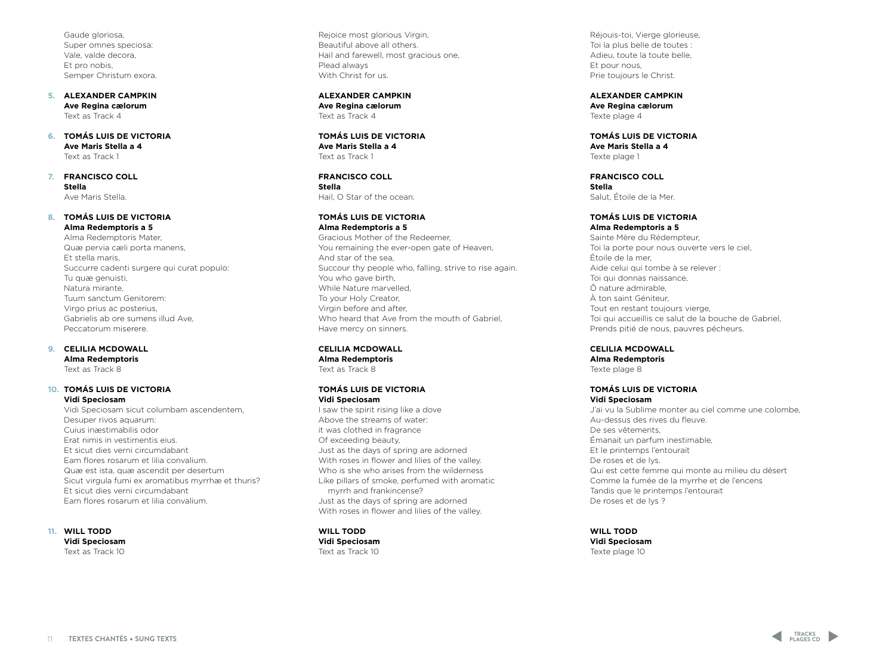Gaude gloriosa,
Super omnes speciosa:
Vale, valde decora,
Et pro nobis,
Semper Christum exora.

**5. ALEXANDER CAMPKIN**
**Ave Regina cælorum**
Text as Track 4

**6. TOMÁS LUIS DE VICTORIA**
**Ave Maris Stella a 4**
Text as Track 1

**7. FRANCISCO COLL**
**Stella**
Ave Maris Stella.

**8. TOMÁS LUIS DE VICTORIA**
**Alma Redemptoris a 5**
Alma Redemptoris Mater,
Quæ pervia cæli porta manens,
Et stella maris,
Succurre cadenti surgere qui curat populo:
Tu quæ genuisti,
Natura mirante,
Tuum sanctum Genitorem:
Virgo prius ac posterius,
Gabrielis ab ore sumens illud Ave,
Peccatorum miserere.

**9. CELILIA MCDOWALL**
**Alma Redemptoris**
Text as Track 8

**10. TOMÁS LUIS DE VICTORIA**
**Vidi Speciosam**
Vidi Speciosam sicut columbam ascendentem,
Desuper rivos aquarum:
Cuius inæstimabilis odor
Erat nimis in vestimentis eius.
Et sicut dies verni circumdabant
Eam flores rosarum et lilia convalium.
Quæ est ista, quæ ascendit per desertum
Sicut virgula fumi ex aromatibus myrrhæ et thuris?
Et sicut dies verni circumdabant
Eam flores rosarum et lilia convalium.

**11. WILL TODD**
**Vidi Speciosam**
Text as Track 10

Rejoice most glorious Virgin,
Beautiful above all others.
Hail and farewell, most gracious one,
Plead always
With Christ for us.

**ALEXANDER CAMPKIN**
**Ave Regina cælorum**
Text as Track 4

**TOMÁS LUIS DE VICTORIA**
**Ave Maris Stella a 4**
Text as Track 1

**FRANCISCO COLL**
**Stella**
Hail, O Star of the ocean.

**TOMÁS LUIS DE VICTORIA**
**Alma Redemptoris a 5**
Gracious Mother of the Redeemer,
You remaining the ever-open gate of Heaven,
And star of the sea,
Succour thy people who, falling, strive to rise again.
You who gave birth,
While Nature marvelled,
To your Holy Creator,
Virgin before and after,
Who heard that Ave from the mouth of Gabriel,
Have mercy on sinners.

**CELILIA MCDOWALL**
**Alma Redemptoris**
Text as Track 8

**TOMÁS LUIS DE VICTORIA**
**Vidi Speciosam**
I saw the spirit rising like a dove
Above the streams of water:
it was clothed in fragrance
Of exceeding beauty,
Just as the days of spring are adorned
With roses in flower and lilies of the valley.
Who is she who arises from the wilderness
Like pillars of smoke, perfumed with aromatic
myrrh and frankincense?
Just as the days of spring are adorned
With roses in flower and lilies of the valley.

**WILL TODD**
**Vidi Speciosam**
Text as Track 10

Réjouis-toi, Vierge glorieuse,
Toi la plus belle de toutes :
Adieu, toute la toute belle,
Et pour nous,
Prie toujours le Christ.

**ALEXANDER CAMPKIN**
**Ave Regina cælorum**
Texte plage 4

**TOMÁS LUIS DE VICTORIA**
**Ave Maris Stella a 4**
Texte plage 1

**FRANCISCO COLL**
**Stella**
Salut, Étoile de la Mer.

**TOMÁS LUIS DE VICTORIA**
**Alma Redemptoris a 5**
Sainte Mère du Rédempteur,
Toi la porte pour nous ouverte vers le ciel,
Étoile de la mer,
Aide celui qui tombe à se relever :
Toi qui donnas naissance,
Ô nature admirable,
À ton saint Géniteur,
Tout en restant toujours vierge,
Toi qui accueillis ce salut de la bouche de Gabriel,
Prends pitié de nous, pauvres pécheurs.

**CELILIA MCDOWALL**
**Alma Redemptoris**
Texte plage 8

**TOMÁS LUIS DE VICTORIA**
**Vidi Speciosam**
J'ai vu la Sublime monter au ciel comme une colombe,
Au-dessus des rives du fleuve.
De ses vêtements,
Émanait un parfum inestimable,
Et le printemps l'entourait
De roses et de lys.
Qui est cette femme qui monte au milieu du désert
Comme la fumée de la myrrhe et de l'encens
Tandis que le printemps l'entourait
De roses et de lys ?

**WILL TODD**
**Vidi Speciosam**
Texte plage 10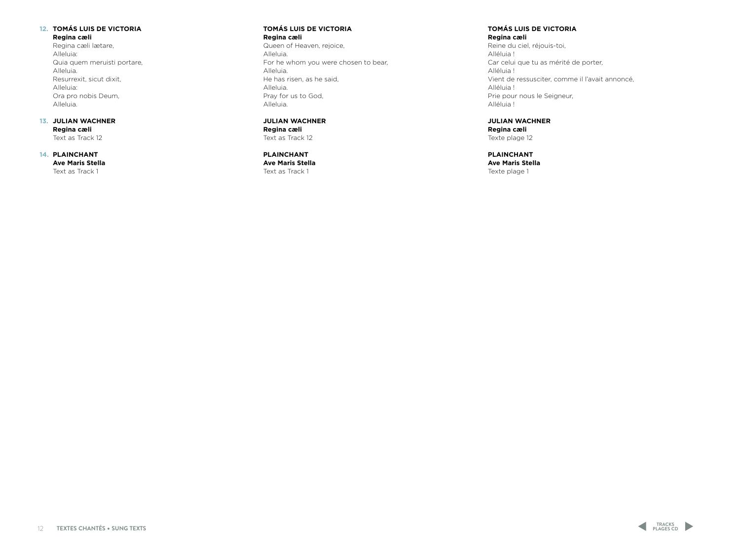**12. TOMÁS LUIS DE VICTORIA**
**Regina cæli**
Regina cæli lætare,
Alleluia:
Quia quem meruisti portare,
Alleluia.
Resurrexit, sicut dixit,
Alleluia:
Ora pro nobis Deum,
Alleluia.

**13. JULIAN WACHNER**
**Regina cæli**
Text as Track 12

**14. PLAINCHANT**
**Ave Maris Stella**
Text as Track 1

**TOMÁS LUIS DE VICTORIA**
**Regina cæli**
Queen of Heaven, rejoice,
Alleluia.
For he whom you were chosen to bear,
Alleluia.
He has risen, as he said,
Alleluia.
Pray for us to God,
Alleluia.

**JULIAN WACHNER**
**Regina cæli**
Text as Track 12

**PLAINCHANT**
**Ave Maris Stella**
Text as Track 1

**TOMÁS LUIS DE VICTORIA**
**Regina cæli**
Reine du ciel, réjouis-toi,
Alléluia !
Car celui que tu as mérité de porter,
Alléluia !
Vient de ressusciter, comme il l'avait annoncé,
Alléluia !
Prie pour nous le Seigneur,
Alléluia !

**JULIAN WACHNER**
**Regina cæli**
Texte plage 12

**PLAINCHANT**
**Ave Maris Stella**
Texte plage 1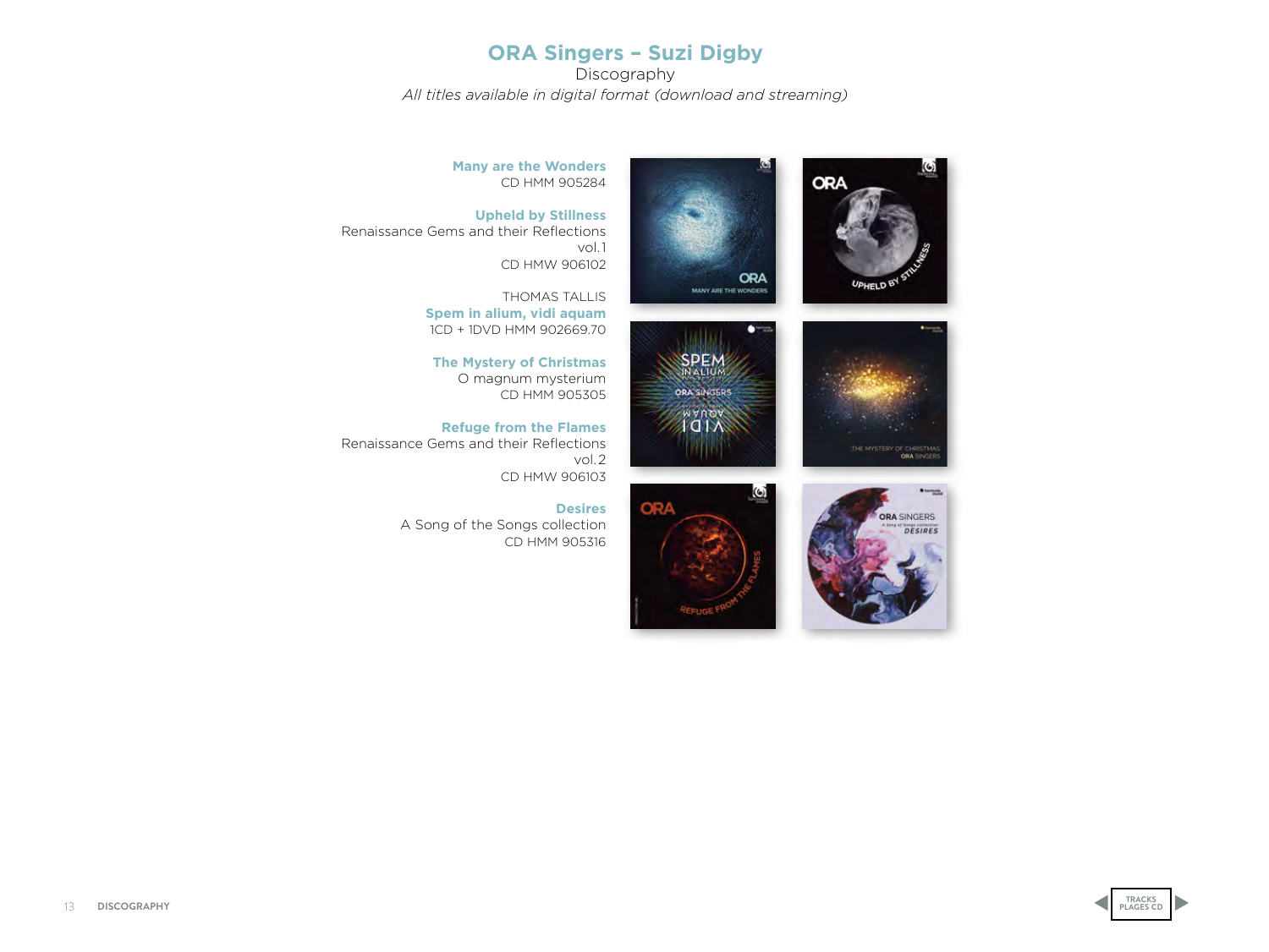# ORA Singers – Suzi Digby

Discography

*All titles available in digital format (download and streaming)*

**Many are the Wonders**
CD HMM 905284

**Upheld by Stillness**
Renaissance Gems and their Reflections vol.1
CD HMW 906102

THOMAS TALLIS
**Spem in alium, vidi aquam**
1CD + 1DVD HMM 902669.70

**The Mystery of Christmas**
O magnum mysterium
CD HMM 905305

**Refuge from the Flames**
Renaissance Gems and their Reflections vol.2
CD HMW 906103

**Desires**
A Song of the Songs collection
CD HMM 905316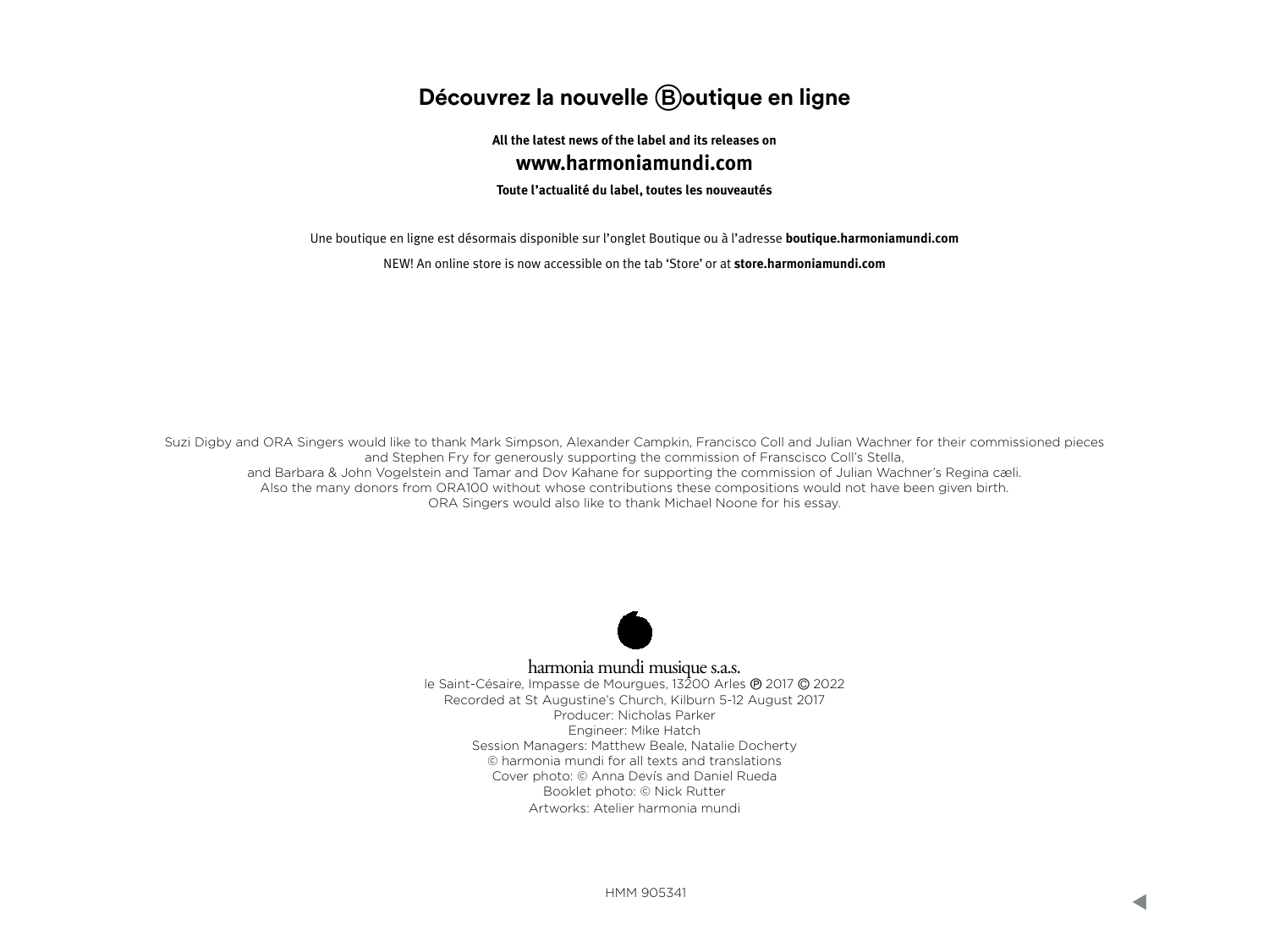## Découvrez la nouvelle Ⓑoutique en ligne

**All the latest news of the label and its releases on**

**www.harmoniamundi.com**

**Toute l'actualité du label, toutes les nouveautés**

Une boutique en ligne est désormais disponible sur l'onglet Boutique ou à l'adresse **boutique.harmoniamundi.com**

NEW! An online store is now accessible on the tab 'Store' or at **store.harmoniamundi.com**

Suzi Digby and ORA Singers would like to thank Mark Simpson, Alexander Campkin, Francisco Coll and Julian Wachner for their commissioned pieces and Stephen Fry for generously supporting the commission of Franscisco Coll's Stella,
and Barbara & John Vogelstein and Tamar and Dov Kahane for supporting the commission of Julian Wachner's Regina cæli.
Also the many donors from ORA100 without whose contributions these compositions would not have been given birth.
ORA Singers would also like to thank Michael Noone for his essay.

harmonia mundi musique s.a.s.
le Saint-Césaire, Impasse de Mourgues, 13200 Arles ℗ 2017 © 2022
Recorded at St Augustine's Church, Kilburn 5-12 August 2017
Producer: Nicholas Parker
Engineer: Mike Hatch
Session Managers: Matthew Beale, Natalie Docherty
© harmonia mundi for all texts and translations
Cover photo: © Anna Devís and Daniel Rueda
Booklet photo: © Nick Rutter
Artworks: Atelier harmonia mundi

HMM 905341